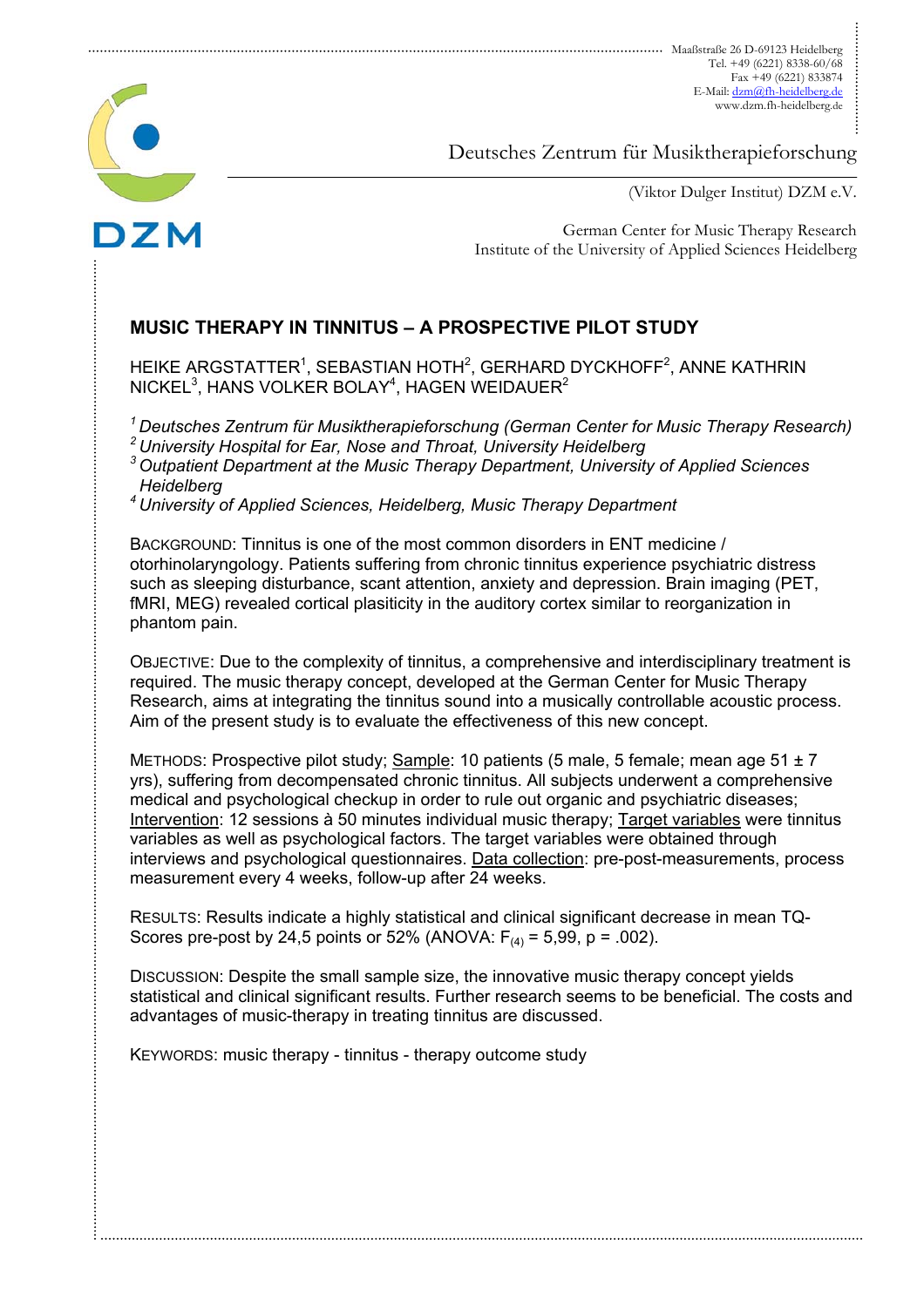Maaßstraße 26 D-69123 Heidelberg
Tel. +49 (6221) 8338-60/68
Fax +49 (6221) 833874
E-Mail: dzm@fh-heidelberg.de
www.dzm.fh-heidelberg.de

DZM

Deutsches Zentrum für Musiktherapieforschung

(Viktor Dulger Institut) DZM e.V.

German Center for Music Therapy Research
Institute of the University of Applied Sciences Heidelberg

## MUSIC THERAPY IN TINNITUS – A PROSPECTIVE PILOT STUDY

HEIKE ARGSTATTER[1], SEBASTIAN HOTH[2], GERHARD DYCKHOFF[2], ANNE KATHRIN NICKEL[3], HANS VOLKER BOLAY[4], HAGEN WEIDAUER[2]

*[1] Deutsches Zentrum für Musiktherapieforschung (German Center for Music Therapy Research)*
*[2] University Hospital for Ear, Nose and Throat, University Heidelberg*
*[3] Outpatient Department at the Music Therapy Department, University of Applied Sciences Heidelberg*
*[4] University of Applied Sciences, Heidelberg, Music Therapy Department*

BACKGROUND: Tinnitus is one of the most common disorders in ENT medicine / otorhinolaryngology. Patients suffering from chronic tinnitus experience psychiatric distress such as sleeping disturbance, scant attention, anxiety and depression. Brain imaging (PET, fMRI, MEG) revealed cortical plasiticity in the auditory cortex similar to reorganization in phantom pain.

OBJECTIVE: Due to the complexity of tinnitus, a comprehensive and interdisciplinary treatment is required. The music therapy concept, developed at the German Center for Music Therapy Research, aims at integrating the tinnitus sound into a musically controllable acoustic process. Aim of the present study is to evaluate the effectiveness of this new concept.

METHODS: Prospective pilot study; Sample: 10 patients (5 male, 5 female; mean age 51 ± 7 yrs), suffering from decompensated chronic tinnitus. All subjects underwent a comprehensive medical and psychological checkup in order to rule out organic and psychiatric diseases; Intervention: 12 sessions à 50 minutes individual music therapy; Target variables were tinnitus variables as well as psychological factors. The target variables were obtained through interviews and psychological questionnaires. Data collection: pre-post-measurements, process measurement every 4 weeks, follow-up after 24 weeks.

RESULTS: Results indicate a highly statistical and clinical significant decrease in mean TQ-Scores pre-post by 24,5 points or 52% (ANOVA: $F_{(4)} = 5{,}99$, $p = .002$).

DISCUSSION: Despite the small sample size, the innovative music therapy concept yields statistical and clinical significant results. Further research seems to be beneficial. The costs and advantages of music-therapy in treating tinnitus are discussed.

KEYWORDS: music therapy - tinnitus - therapy outcome study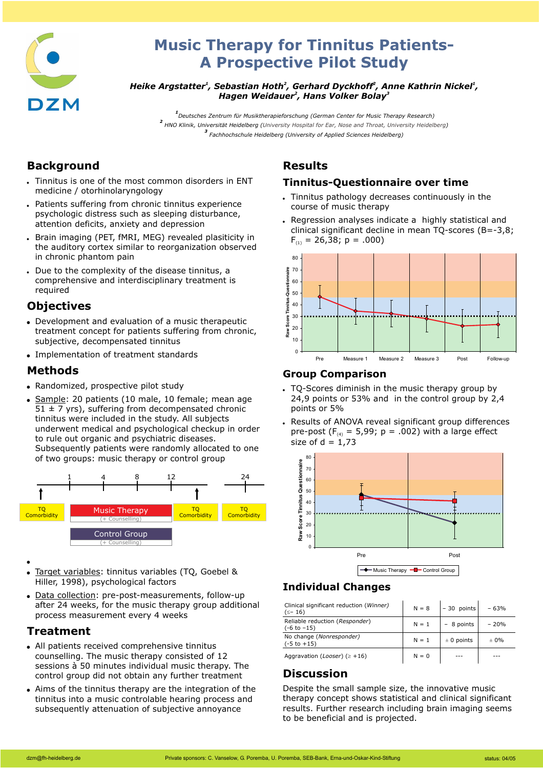# Music Therapy for Tinnitus Patients- A Prospective Pilot Study

**Heike Argstatter[1], Sebastian Hoth[2], Gerhard Dyckhoff[2], Anne Kathrin Nickel[1], Hagen Weidauer[2], Hans Volker Bolay[3]**

[1] Deutsches Zentrum für Musiktherapieforschung (German Center for Music Therapy Research)
[2] HNO Klinik, Universität Heidelberg (University Hospital for Ear, Nose and Throat, University Heidelberg)
[3] Fachhochschule Heidelberg (University of Applied Sciences Heidelberg)

## Background

- Tinnitus is one of the most common disorders in ENT medicine / otorhinolaryngology
- Patients suffering from chronic tinnitus experience psychologic distress such as sleeping disturbance, attention deficits, anxiety and depression
- Brain imaging (PET, fMRI, MEG) revealed plasiticity in the auditory cortex similar to reorganization observed in chronic phantom pain
- Due to the complexity of the disease tinnitus, a comprehensive and interdisciplinary treatment is required

## Objectives

- Development and evaluation of a music therapeutic treatment concept for patients suffering from chronic, subjective, decompensated tinnitus
- Implementation of treatment standards

## Methods

- Randomized, prospective pilot study
- Sample: 20 patients (10 male, 10 female; mean age 51 ± 7 yrs), suffering from decompensated chronic tinnitus were included in the study. All subjects underwent medical and psychological checkup in order to rule out organic and psychiatric diseases. Subsequently patients were randomly allocated to one of two groups: music therapy or control group

1 4 8 12 24
TQ Comorbidity
Music Therapy (+ Counselling)
Control Group (+ Counselling)
TQ Comorbidity
TQ Comorbidity

- Target variables: tinnitus variables (TQ, Goebel & Hiller, 1998), psychological factors
- Data collection: pre-post-measurements, follow-up after 24 weeks, for the music therapy group additional process measurement every 4 weeks

## Treatment

- All patients received comprehensive tinnitus counselling. The music therapy consisted of 12 sessions à 50 minutes individual music therapy. The control group did not obtain any further treatment
- Aims of the tinnitus therapy are the integration of the tinnitus into a music controlable hearing process and subsequently attenuation of subjective annoyance

## Results

### Tinnitus-Questionnaire over time

- Tinnitus pathology decreases continuously in the course of music therapy
- Regression analyses indicate a highly statistical and clinical significant decline in mean TQ-scores (B=-3,8; $F_{(1)}$ = 26,38; p = .000)

Raw Score Tinnitus-Questionnaire
0 10 20 30 40 50 60 70 80
Pre Measure 1 Measure 2 Measure 3 Post Follow-up

### Group Comparison

- TQ-Scores diminish in the music therapy group by 24,9 points or 53% and in the control group by 2,4 points or 5%
- Results of ANOVA reveal significant group differences pre-post ($F_{(4)}$ = 5,99; p = .002) with a large effect size of d = 1,73

Raw Score Tinnitus Questionnaire
0 10 20 30 40 50 60 70 80
Pre Post
Music Therapy Control Group

### Individual Changes

| | | | |
|---|---|---|---|
| Clinical significant reduction (*Winner*) (≤- 16) | N = 8 | – 30 points | – 63% |
| Reliable reduction (*Responder*) (-6 to –15) | N = 1 | – 8 points | – 20% |
| No change (*Nonresponder*) (-5 to +15) | N = 1 | ± 0 points | ± 0% |
| Aggravation (*Looser*) (≥ +16) | N = 0 | --- | --- |

## Discussion

Despite the small sample size, the innovative music therapy concept shows statistical and clinical significant results. Further research including brain imaging seems to be beneficial and is projected.

dzm@fh-heidelberg.de

Private sponsors: C. Vanselow, G. Poremba, U. Poremba, SEB-Bank, Erna-und-Oskar-Kind-Stiftung

status: 04/05